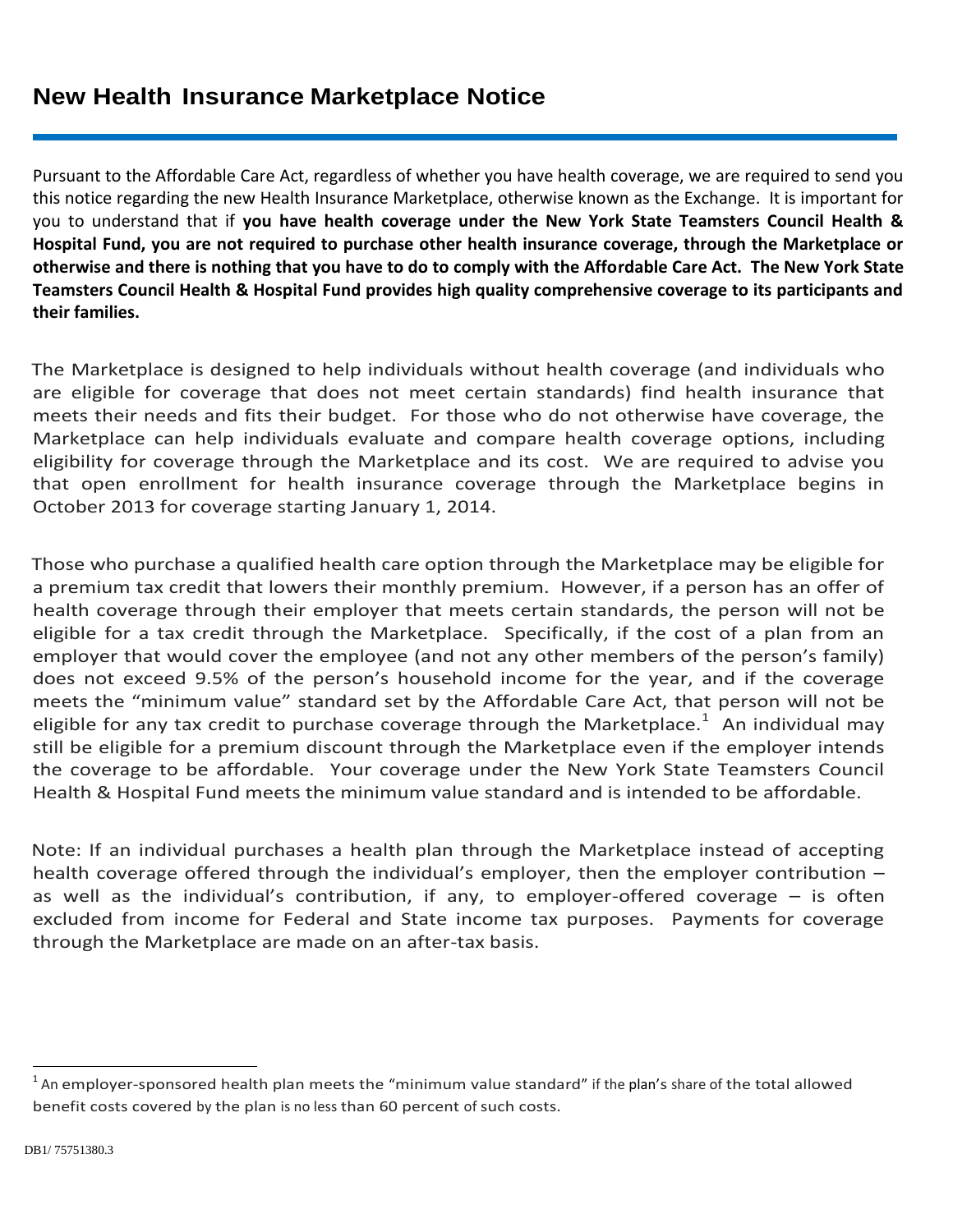# New Health Insurance Marketplace Notice

Pursuant to the Affordable Care Act, regardless of whether you have health coverage, we are required to send you this notice regarding the new Health Insurance Marketplace, otherwise known as the Exchange. It is important for you to understand that if **you have health coverage under the New York State Teamsters Council Health & Hospital Fund, you are not required to purchase other health insurance coverage, through the Marketplace or otherwise and there is nothing that you have to do to comply with the Affordable Care Act. The New York State Teamsters Council Health & Hospital Fund provides high quality comprehensive coverage to its participants and their families.**

The Marketplace is designed to help individuals without health coverage (and individuals who are eligible for coverage that does not meet certain standards) find health insurance that meets their needs and fits their budget. For those who do not otherwise have coverage, the Marketplace can help individuals evaluate and compare health coverage options, including eligibility for coverage through the Marketplace and its cost. We are required to advise you that open enrollment for health insurance coverage through the Marketplace begins in October 2013 for coverage starting January 1, 2014.

Those who purchase a qualified health care option through the Marketplace may be eligible for a premium tax credit that lowers their monthly premium. However, if a person has an offer of health coverage through their employer that meets certain standards, the person will not be eligible for a tax credit through the Marketplace. Specifically, if the cost of a plan from an employer that would cover the employee (and not any other members of the person's family) does not exceed 9.5% of the person's household income for the year, and if the coverage meets the "minimum value" standard set by the Affordable Care Act, that person will not be eligible for any tax credit to purchase coverage through the Marketplace.[1] An individual may still be eligible for a premium discount through the Marketplace even if the employer intends the coverage to be affordable. Your coverage under the New York State Teamsters Council Health & Hospital Fund meets the minimum value standard and is intended to be affordable.

Note: If an individual purchases a health plan through the Marketplace instead of accepting health coverage offered through the individual's employer, then the employer contribution – as well as the individual's contribution, if any, to employer-offered coverage – is often excluded from income for Federal and State income tax purposes. Payments for coverage through the Marketplace are made on an after-tax basis.

---

[1] An employer-sponsored health plan meets the "minimum value standard" if the plan's share of the total allowed benefit costs covered by the plan is no less than 60 percent of such costs.

DB1/ 75751380.3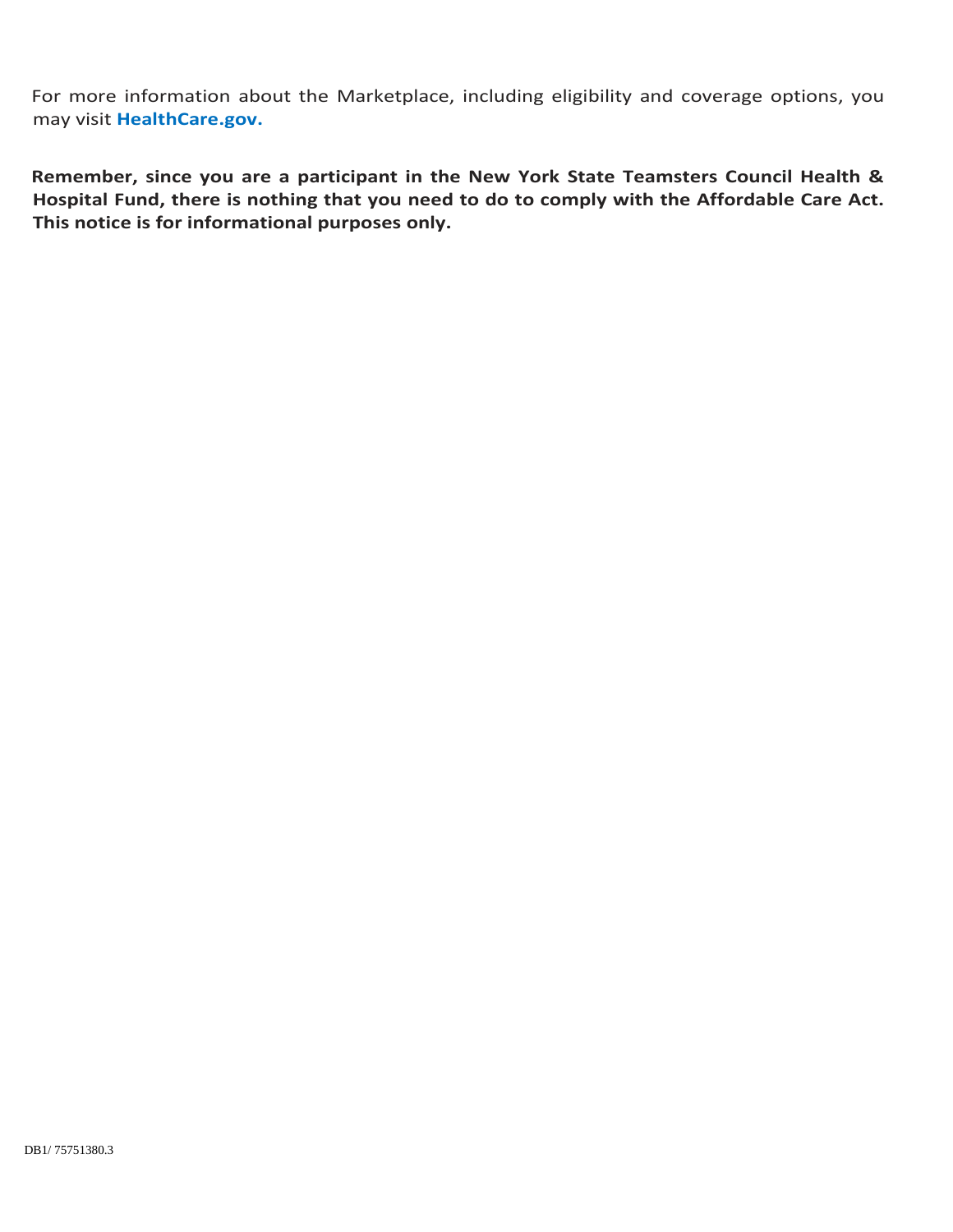For more information about the Marketplace, including eligibility and coverage options, you may visit **HealthCare.gov.**

**Remember, since you are a participant in the New York State Teamsters Council Health & Hospital Fund, there is nothing that you need to do to comply with the Affordable Care Act. This notice is for informational purposes only.**

DB1/ 75751380.3